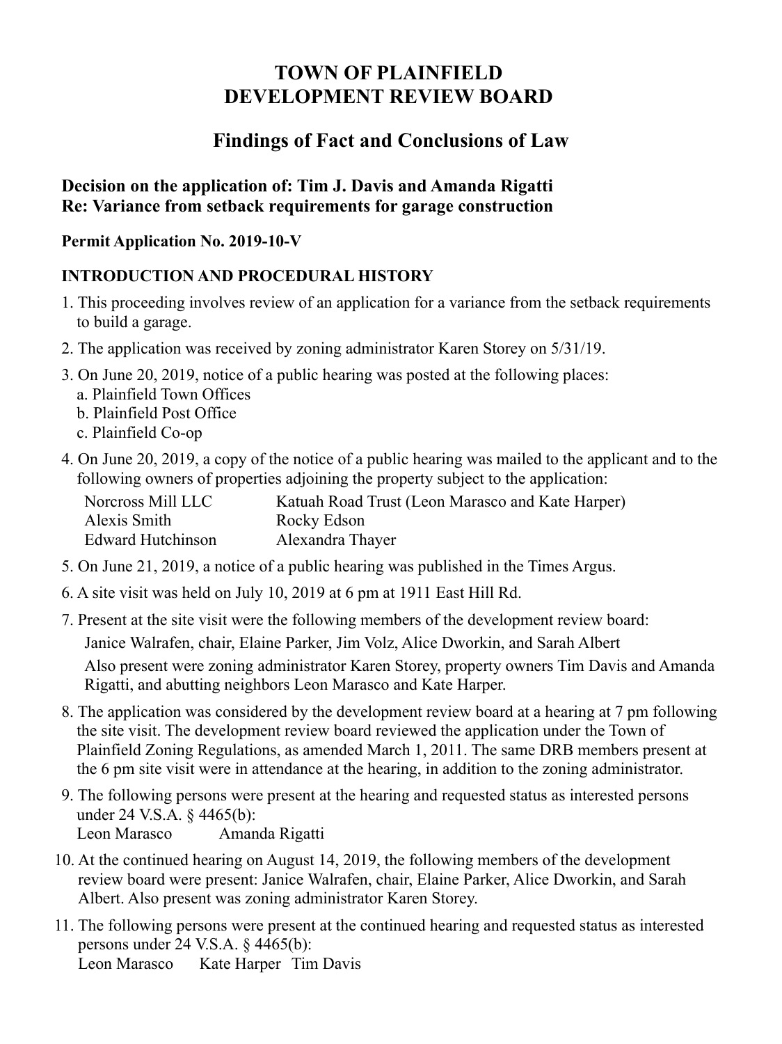# TOWN OF PLAINFIELD
# DEVELOPMENT REVIEW BOARD

## Findings of Fact and Conclusions of Law

**Decision on the application of: Tim J. Davis and Amanda Rigatti**
**Re: Variance from setback requirements for garage construction**

**Permit Application No. 2019-10-V**

### INTRODUCTION AND PROCEDURAL HISTORY

1. This proceeding involves review of an application for a variance from the setback requirements to build a garage.
2. The application was received by zoning administrator Karen Storey on 5/31/19.
3. On June 20, 2019, notice of a public hearing was posted at the following places:
   a. Plainfield Town Offices
   b. Plainfield Post Office
   c. Plainfield Co-op
4. On June 20, 2019, a copy of the notice of a public hearing was mailed to the applicant and to the following owners of properties adjoining the property subject to the application:

   Norcross Mill LLC — Katuah Road Trust (Leon Marasco and Kate Harper)
   Alexis Smith — Rocky Edson
   Edward Hutchinson — Alexandra Thayer

5. On June 21, 2019, a notice of a public hearing was published in the Times Argus.
6. A site visit was held on July 10, 2019 at 6 pm at 1911 East Hill Rd.
7. Present at the site visit were the following members of the development review board:

   Janice Walrafen, chair, Elaine Parker, Jim Volz, Alice Dworkin, and Sarah Albert

   Also present were zoning administrator Karen Storey, property owners Tim Davis and Amanda Rigatti, and abutting neighbors Leon Marasco and Kate Harper.

8. The application was considered by the development review board at a hearing at 7 pm following the site visit. The development review board reviewed the application under the Town of Plainfield Zoning Regulations, as amended March 1, 2011. The same DRB members present at the 6 pm site visit were in attendance at the hearing, in addition to the zoning administrator.
9. The following persons were present at the hearing and requested status as interested persons under 24 V.S.A. § 4465(b):
   Leon Marasco — Amanda Rigatti
10. At the continued hearing on August 14, 2019, the following members of the development review board were present: Janice Walrafen, chair, Elaine Parker, Alice Dworkin, and Sarah Albert. Also present was zoning administrator Karen Storey.
11. The following persons were present at the continued hearing and requested status as interested persons under 24 V.S.A. § 4465(b):
    Leon Marasco — Kate Harper — Tim Davis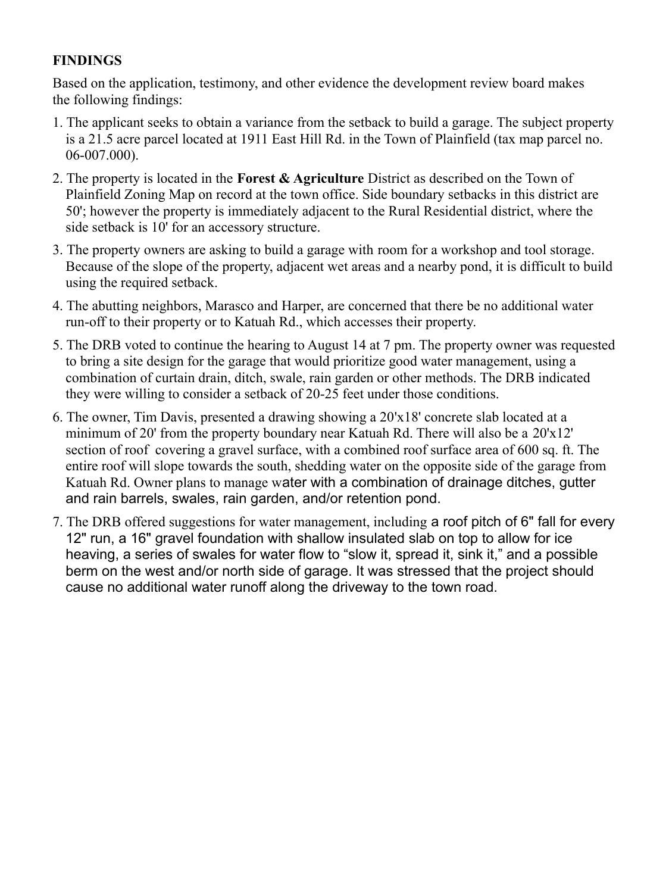**FINDINGS**

Based on the application, testimony, and other evidence the development review board makes the following findings:

1. The applicant seeks to obtain a variance from the setback to build a garage. The subject property is a 21.5 acre parcel located at 1911 East Hill Rd. in the Town of Plainfield (tax map parcel no. 06-007.000).
2. The property is located in the **Forest & Agriculture** District as described on the Town of Plainfield Zoning Map on record at the town office. Side boundary setbacks in this district are 50'; however the property is immediately adjacent to the Rural Residential district, where the side setback is 10' for an accessory structure.
3. The property owners are asking to build a garage with room for a workshop and tool storage. Because of the slope of the property, adjacent wet areas and a nearby pond, it is difficult to build using the required setback.
4. The abutting neighbors, Marasco and Harper, are concerned that there be no additional water run-off to their property or to Katuah Rd., which accesses their property.
5. The DRB voted to continue the hearing to August 14 at 7 pm. The property owner was requested to bring a site design for the garage that would prioritize good water management, using a combination of curtain drain, ditch, swale, rain garden or other methods. The DRB indicated they were willing to consider a setback of 20-25 feet under those conditions.
6. The owner, Tim Davis, presented a drawing showing a 20'x18' concrete slab located at a minimum of 20' from the property boundary near Katuah Rd. There will also be a 20'x12' section of roof covering a gravel surface, with a combined roof surface area of 600 sq. ft. The entire roof will slope towards the south, shedding water on the opposite side of the garage from Katuah Rd. Owner plans to manage water with a combination of drainage ditches, gutter and rain barrels, swales, rain garden, and/or retention pond.
7. The DRB offered suggestions for water management, including a roof pitch of 6" fall for every 12" run, a 16" gravel foundation with shallow insulated slab on top to allow for ice heaving, a series of swales for water flow to "slow it, spread it, sink it," and a possible berm on the west and/or north side of garage. It was stressed that the project should cause no additional water runoff along the driveway to the town road.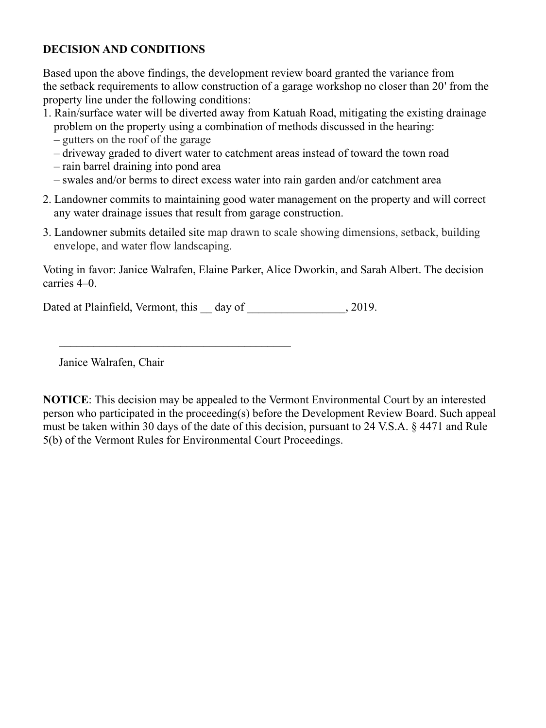**DECISION AND CONDITIONS**

Based upon the above findings, the development review board granted the variance from the setback requirements to allow construction of a garage workshop no closer than 20' from the property line under the following conditions:

1. Rain/surface water will be diverted away from Katuah Road, mitigating the existing drainage problem on the property using a combination of methods discussed in the hearing:
   – gutters on the roof of the garage
   – driveway graded to divert water to catchment areas instead of toward the town road
   – rain barrel draining into pond area
   – swales and/or berms to direct excess water into rain garden and/or catchment area
2. Landowner commits to maintaining good water management on the property and will correct any water drainage issues that result from garage construction.
3. Landowner submits detailed site map drawn to scale showing dimensions, setback, building envelope, and water flow landscaping.

Voting in favor: Janice Walrafen, Elaine Parker, Alice Dworkin, and Sarah Albert. The decision carries 4–0.

Dated at Plainfield, Vermont, this __ day of _________________, 2019.

_________________________________________

Janice Walrafen, Chair

**NOTICE**: This decision may be appealed to the Vermont Environmental Court by an interested person who participated in the proceeding(s) before the Development Review Board. Such appeal must be taken within 30 days of the date of this decision, pursuant to 24 V.S.A. § 4471 and Rule 5(b) of the Vermont Rules for Environmental Court Proceedings.